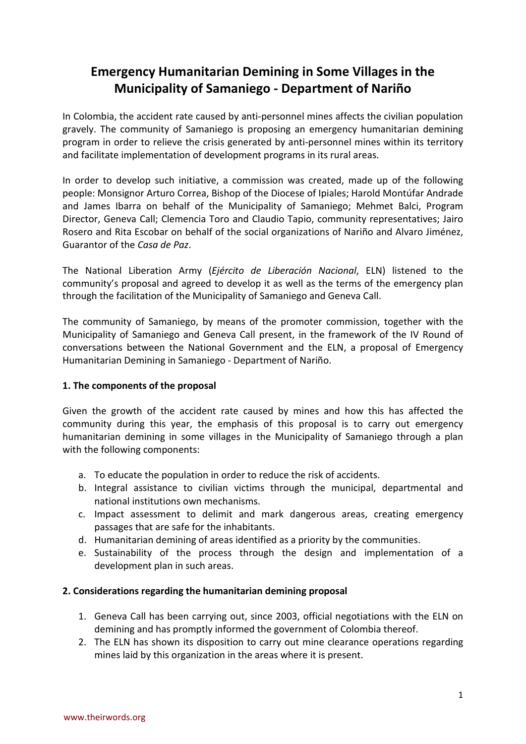# Emergency Humanitarian Demining in Some Villages in the Municipality of Samaniego - Department of Nariño

In Colombia, the accident rate caused by anti-personnel mines affects the civilian population gravely. The community of Samaniego is proposing an emergency humanitarian demining program in order to relieve the crisis generated by anti-personnel mines within its territory and facilitate implementation of development programs in its rural areas.

In order to develop such initiative, a commission was created, made up of the following people: Monsignor Arturo Correa, Bishop of the Diocese of Ipiales; Harold Montúfar Andrade and James Ibarra on behalf of the Municipality of Samaniego; Mehmet Balci, Program Director, Geneva Call; Clemencia Toro and Claudio Tapio, community representatives; Jairo Rosero and Rita Escobar on behalf of the social organizations of Nariño and Alvaro Jiménez, Guarantor of the *Casa de Paz*.

The National Liberation Army (*Ejército de Liberación Nacional*, ELN) listened to the community's proposal and agreed to develop it as well as the terms of the emergency plan through the facilitation of the Municipality of Samaniego and Geneva Call.

The community of Samaniego, by means of the promoter commission, together with the Municipality of Samaniego and Geneva Call present, in the framework of the IV Round of conversations between the National Government and the ELN, a proposal of Emergency Humanitarian Demining in Samaniego - Department of Nariño.

**1. The components of the proposal**

Given the growth of the accident rate caused by mines and how this has affected the community during this year, the emphasis of this proposal is to carry out emergency humanitarian demining in some villages in the Municipality of Samaniego through a plan with the following components:

a. To educate the population in order to reduce the risk of accidents.
b. Integral assistance to civilian victims through the municipal, departmental and national institutions own mechanisms.
c. Impact assessment to delimit and mark dangerous areas, creating emergency passages that are safe for the inhabitants.
d. Humanitarian demining of areas identified as a priority by the communities.
e. Sustainability of the process through the design and implementation of a development plan in such areas.

**2. Considerations regarding the humanitarian demining proposal**

1. Geneva Call has been carrying out, since 2003, official negotiations with the ELN on demining and has promptly informed the government of Colombia thereof.
2. The ELN has shown its disposition to carry out mine clearance operations regarding mines laid by this organization in the areas where it is present.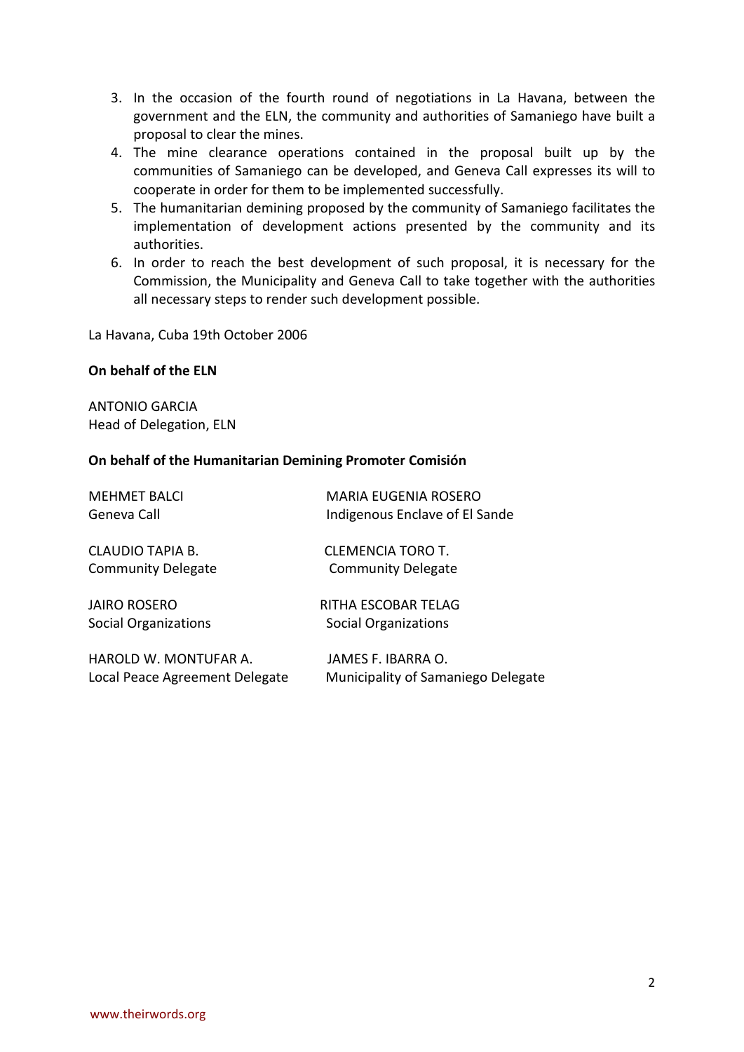3. In the occasion of the fourth round of negotiations in La Havana, between the government and the ELN, the community and authorities of Samaniego have built a proposal to clear the mines.
4. The mine clearance operations contained in the proposal built up by the communities of Samaniego can be developed, and Geneva Call expresses its will to cooperate in order for them to be implemented successfully.
5. The humanitarian demining proposed by the community of Samaniego facilitates the implementation of development actions presented by the community and its authorities.
6. In order to reach the best development of such proposal, it is necessary for the Commission, the Municipality and Geneva Call to take together with the authorities all necessary steps to render such development possible.

La Havana, Cuba 19th October 2006

**On behalf of the ELN**

ANTONIO GARCIA
Head of Delegation, ELN

**On behalf of the Humanitarian Demining Promoter Comisión**

MEHMET BALCI
Geneva Call

MARIA EUGENIA ROSERO
Indigenous Enclave of El Sande

CLAUDIO TAPIA B.
Community Delegate

CLEMENCIA TORO T.
Community Delegate

JAIRO ROSERO
Social Organizations

RITHA ESCOBAR TELAG
Social Organizations

HAROLD W. MONTUFAR A.
Local Peace Agreement Delegate

JAMES F. IBARRA O.
Municipality of Samaniego Delegate